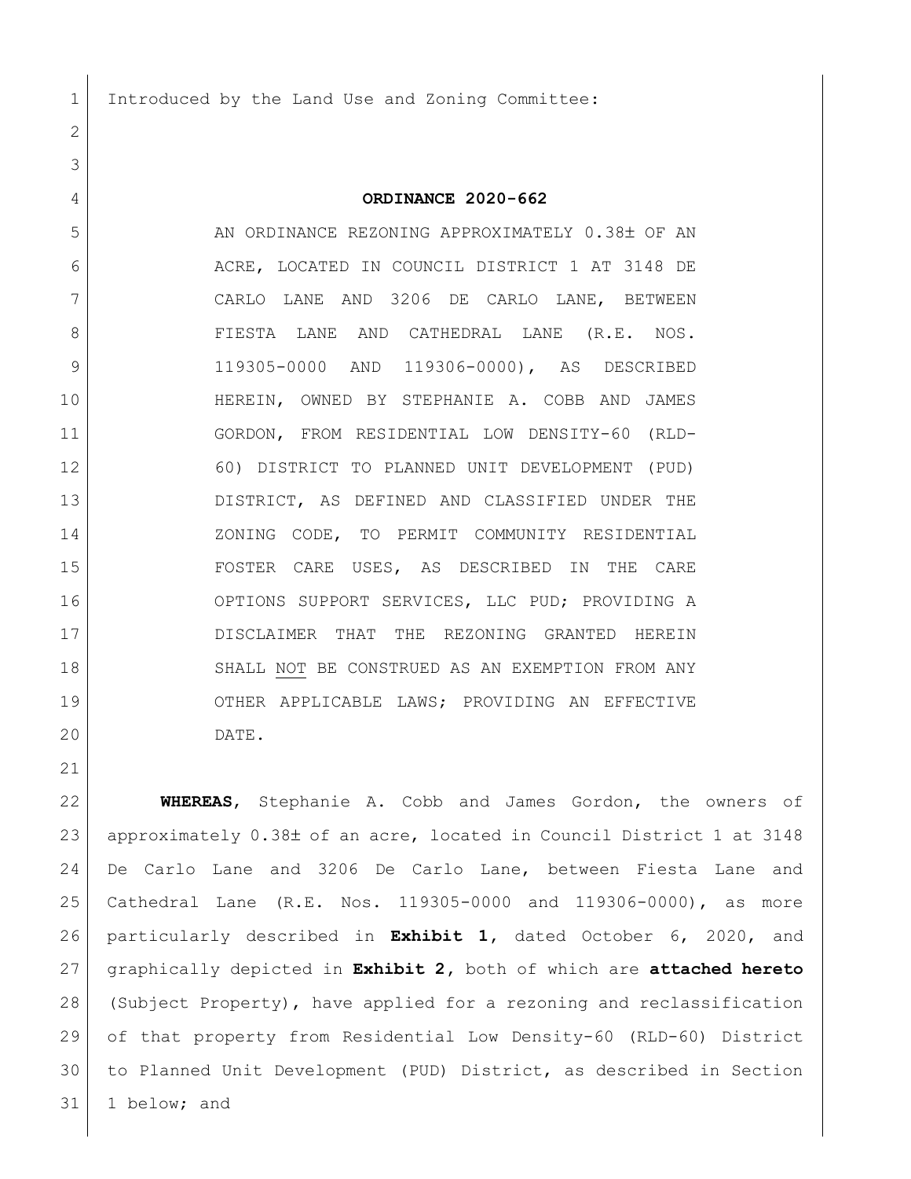Introduced by the Land Use and Zoning Committee:

**ORDINANCE 2020-662**

AN ORDINANCE REZONING APPROXIMATELY 0.38± OF AN ACRE, LOCATED IN COUNCIL DISTRICT 1 AT 3148 DE CARLO LANE AND 3206 DE CARLO LANE, BETWEEN FIESTA LANE AND CATHEDRAL LANE (R.E. NOS. 119305-0000 AND 119306-0000), AS DESCRIBED HEREIN, OWNED BY STEPHANIE A. COBB AND JAMES GORDON, FROM RESIDENTIAL LOW DENSITY-60 (RLD-60) DISTRICT TO PLANNED UNIT DEVELOPMENT (PUD) DISTRICT, AS DEFINED AND CLASSIFIED UNDER THE ZONING CODE, TO PERMIT COMMUNITY RESIDENTIAL FOSTER CARE USES, AS DESCRIBED IN THE CARE OPTIONS SUPPORT SERVICES, LLC PUD; PROVIDING A DISCLAIMER THAT THE REZONING GRANTED HEREIN SHALL NOT BE CONSTRUED AS AN EXEMPTION FROM ANY OTHER APPLICABLE LAWS; PROVIDING AN EFFECTIVE DATE.

**WHEREAS**, Stephanie A. Cobb and James Gordon, the owners of approximately 0.38± of an acre, located in Council District 1 at 3148 De Carlo Lane and 3206 De Carlo Lane, between Fiesta Lane and Cathedral Lane (R.E. Nos. 119305-0000 and 119306-0000), as more particularly described in **Exhibit 1**, dated October 6, 2020, and graphically depicted in **Exhibit 2**, both of which are **attached hereto** (Subject Property), have applied for a rezoning and reclassification of that property from Residential Low Density-60 (RLD-60) District to Planned Unit Development (PUD) District, as described in Section 1 below; and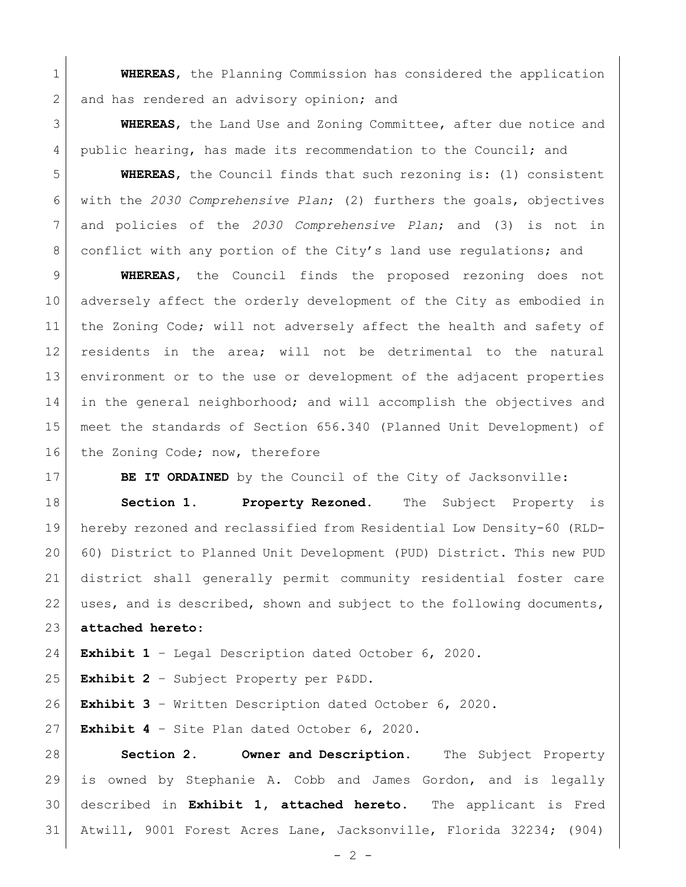**WHEREAS**, the Planning Commission has considered the application and has rendered an advisory opinion; and

**WHEREAS**, the Land Use and Zoning Committee, after due notice and public hearing, has made its recommendation to the Council; and

**WHEREAS**, the Council finds that such rezoning is: (1) consistent with the *2030 Comprehensive Plan*; (2) furthers the goals, objectives and policies of the *2030 Comprehensive Plan*; and (3) is not in conflict with any portion of the City's land use regulations; and

**WHEREAS**, the Council finds the proposed rezoning does not adversely affect the orderly development of the City as embodied in the Zoning Code; will not adversely affect the health and safety of residents in the area; will not be detrimental to the natural environment or to the use or development of the adjacent properties in the general neighborhood; and will accomplish the objectives and meet the standards of Section 656.340 (Planned Unit Development) of the Zoning Code; now, therefore

**BE IT ORDAINED** by the Council of the City of Jacksonville:

**Section 1. Property Rezoned.** The Subject Property is hereby rezoned and reclassified from Residential Low Density-60 (RLD-60) District to Planned Unit Development (PUD) District. This new PUD district shall generally permit community residential foster care uses, and is described, shown and subject to the following documents, **attached hereto**:

**Exhibit 1** – Legal Description dated October 6, 2020.

**Exhibit 2** – Subject Property per P&DD.

**Exhibit 3** – Written Description dated October 6, 2020.

**Exhibit 4** – Site Plan dated October 6, 2020.

**Section 2. Owner and Description.** The Subject Property is owned by Stephanie A. Cobb and James Gordon, and is legally described in **Exhibit 1, attached hereto**. The applicant is Fred Atwill, 9001 Forest Acres Lane, Jacksonville, Florida 32234; (904)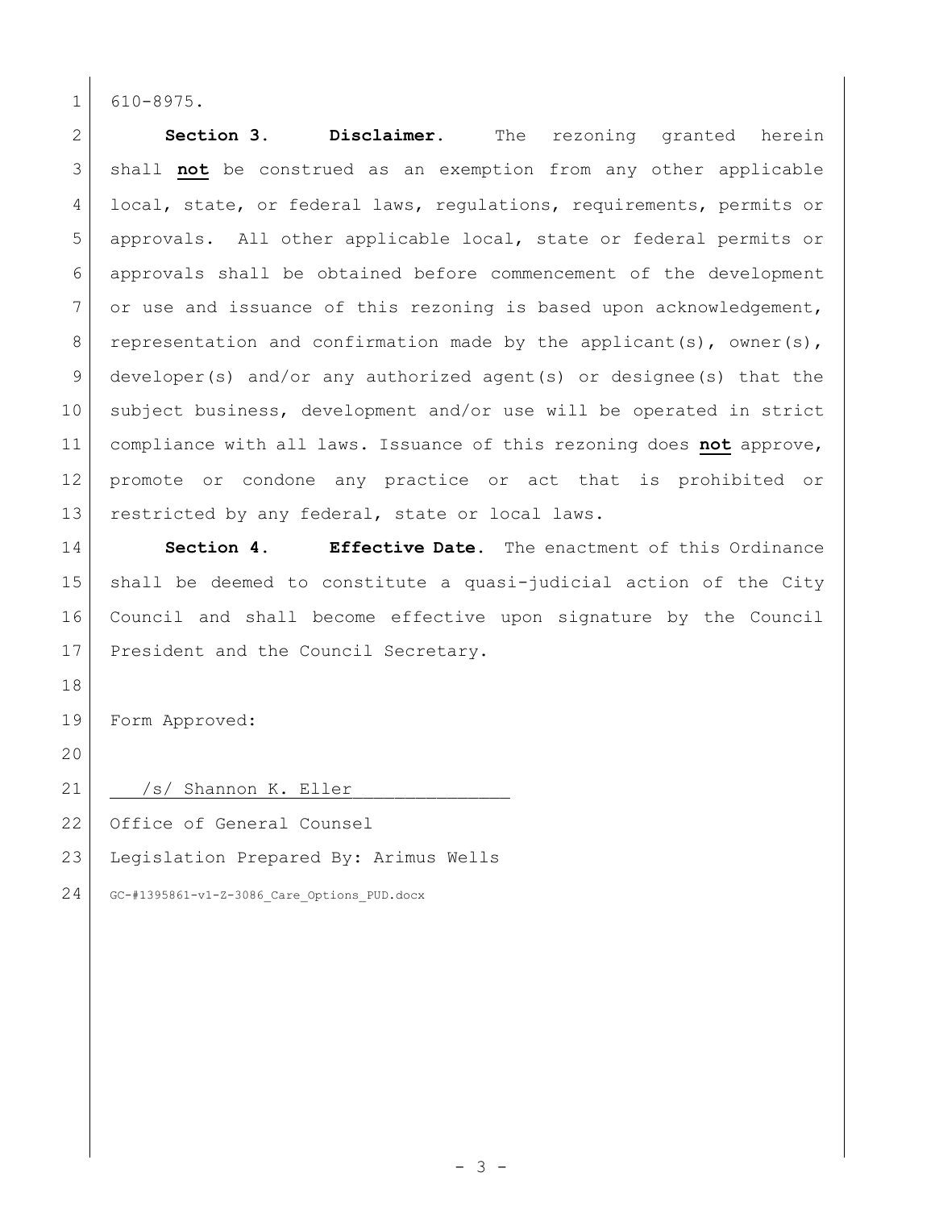610-8975.

**Section 3. Disclaimer.** The rezoning granted herein shall **not** be construed as an exemption from any other applicable local, state, or federal laws, regulations, requirements, permits or approvals. All other applicable local, state or federal permits or approvals shall be obtained before commencement of the development or use and issuance of this rezoning is based upon acknowledgement, representation and confirmation made by the applicant(s), owner(s), developer(s) and/or any authorized agent(s) or designee(s) that the subject business, development and/or use will be operated in strict compliance with all laws. Issuance of this rezoning does **not** approve, promote or condone any practice or act that is prohibited or restricted by any federal, state or local laws.

**Section 4. Effective Date.** The enactment of this Ordinance shall be deemed to constitute a quasi-judicial action of the City Council and shall become effective upon signature by the Council President and the Council Secretary.

Form Approved:

/s/ Shannon K. Eller

Office of General Counsel

Legislation Prepared By: Arimus Wells

GC-#1395861-v1-Z-3086_Care_Options_PUD.docx